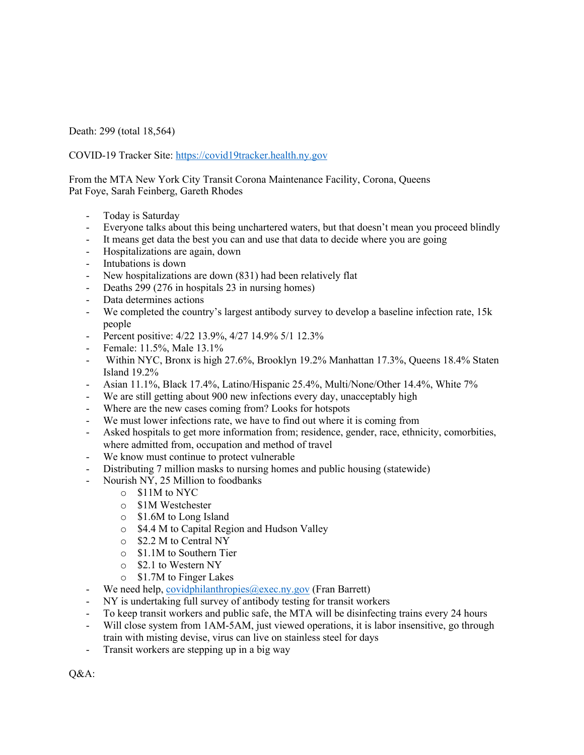Death: 299 (total 18,564)

COVID-19 Tracker Site: https://covid19tracker.health.ny.gov

From the MTA New York City Transit Corona Maintenance Facility, Corona, Queens
Pat Foye, Sarah Feinberg, Gareth Rhodes

- Today is Saturday
- Everyone talks about this being unchartered waters, but that doesn't mean you proceed blindly
- It means get data the best you can and use that data to decide where you are going
- Hospitalizations are again, down
- Intubations is down
- New hospitalizations are down (831) had been relatively flat
- Deaths 299 (276 in hospitals 23 in nursing homes)
- Data determines actions
- We completed the country's largest antibody survey to develop a baseline infection rate, 15k people
- Percent positive: 4/22 13.9%, 4/27 14.9% 5/1 12.3%
- Female: 11.5%, Male 13.1%
- Within NYC, Bronx is high 27.6%, Brooklyn 19.2% Manhattan 17.3%, Queens 18.4% Staten Island 19.2%
- Asian 11.1%, Black 17.4%, Latino/Hispanic 25.4%, Multi/None/Other 14.4%, White 7%
- We are still getting about 900 new infections every day, unacceptably high
- Where are the new cases coming from? Looks for hotspots
- We must lower infections rate, we have to find out where it is coming from
- Asked hospitals to get more information from; residence, gender, race, ethnicity, comorbities, where admitted from, occupation and method of travel
- We know must continue to protect vulnerable
- Distributing 7 million masks to nursing homes and public housing (statewide)
- Nourish NY, 25 Million to foodbanks
  - $11M to NYC
  - $1M Westchester
  - $1.6M to Long Island
  - $4.4 M to Capital Region and Hudson Valley
  - $2.2 M to Central NY
  - $1.1M to Southern Tier
  - $2.1 to Western NY
  - $1.7M to Finger Lakes
- We need help, covidphilanthropies@exec.ny.gov (Fran Barrett)
- NY is undertaking full survey of antibody testing for transit workers
- To keep transit workers and public safe, the MTA will be disinfecting trains every 24 hours
- Will close system from 1AM-5AM, just viewed operations, it is labor insensitive, go through train with misting devise, virus can live on stainless steel for days
- Transit workers are stepping up in a big way

Q&A: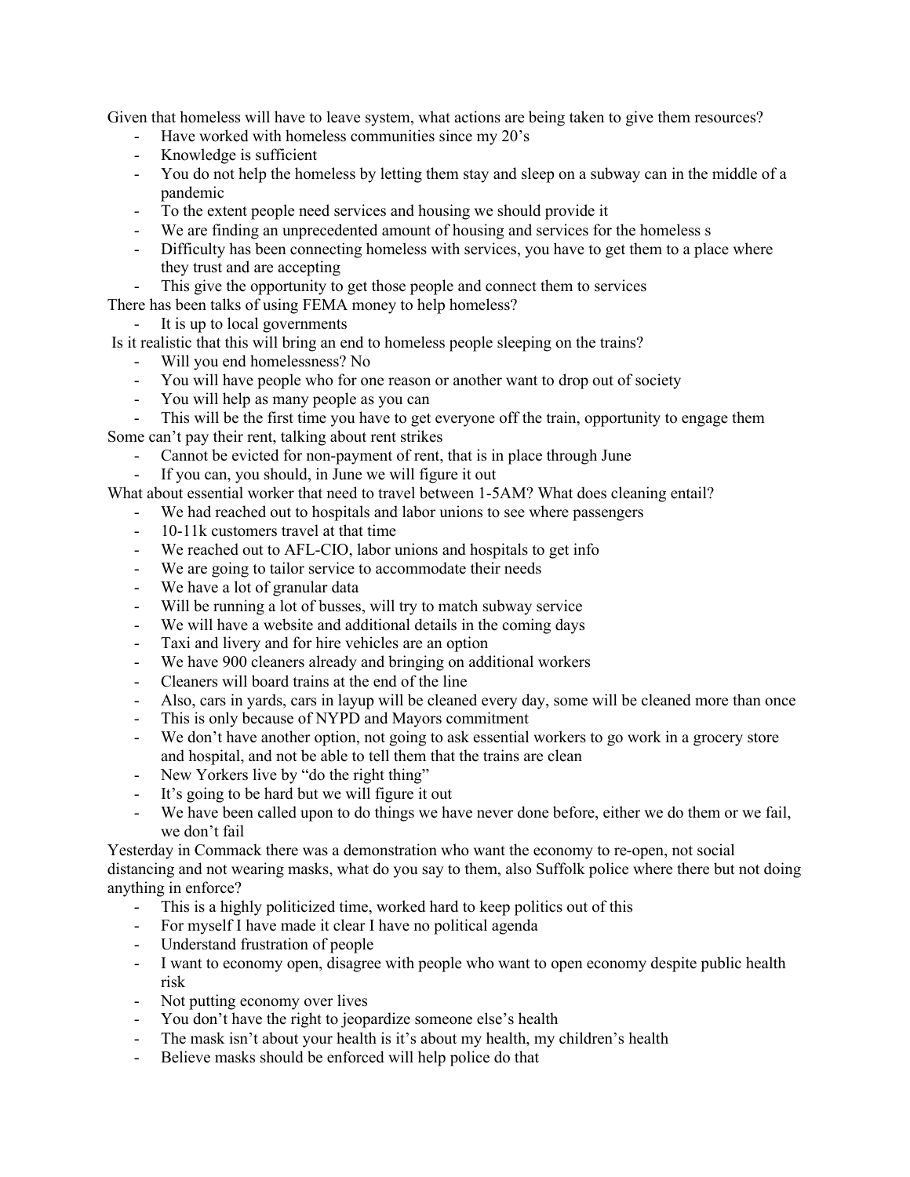Given that homeless will have to leave system, what actions are being taken to give them resources?

- Have worked with homeless communities since my 20's
- Knowledge is sufficient
- You do not help the homeless by letting them stay and sleep on a subway can in the middle of a pandemic
- To the extent people need services and housing we should provide it
- We are finding an unprecedented amount of housing and services for the homeless s
- Difficulty has been connecting homeless with services, you have to get them to a place where they trust and are accepting
- This give the opportunity to get those people and connect them to services

There has been talks of using FEMA money to help homeless?

- It is up to local governments

Is it realistic that this will bring an end to homeless people sleeping on the trains?

- Will you end homelessness? No
- You will have people who for one reason or another want to drop out of society
- You will help as many people as you can
- This will be the first time you have to get everyone off the train, opportunity to engage them

Some can't pay their rent, talking about rent strikes

- Cannot be evicted for non-payment of rent, that is in place through June
- If you can, you should, in June we will figure it out

What about essential worker that need to travel between 1-5AM? What does cleaning entail?

- We had reached out to hospitals and labor unions to see where passengers
- 10-11k customers travel at that time
- We reached out to AFL-CIO, labor unions and hospitals to get info
- We are going to tailor service to accommodate their needs
- We have a lot of granular data
- Will be running a lot of busses, will try to match subway service
- We will have a website and additional details in the coming days
- Taxi and livery and for hire vehicles are an option
- We have 900 cleaners already and bringing on additional workers
- Cleaners will board trains at the end of the line
- Also, cars in yards, cars in layup will be cleaned every day, some will be cleaned more than once
- This is only because of NYPD and Mayors commitment
- We don't have another option, not going to ask essential workers to go work in a grocery store and hospital, and not be able to tell them that the trains are clean
- New Yorkers live by "do the right thing"
- It's going to be hard but we will figure it out
- We have been called upon to do things we have never done before, either we do them or we fail, we don't fail

Yesterday in Commack there was a demonstration who want the economy to re-open, not social distancing and not wearing masks, what do you say to them, also Suffolk police where there but not doing anything in enforce?

- This is a highly politicized time, worked hard to keep politics out of this
- For myself I have made it clear I have no political agenda
- Understand frustration of people
- I want to economy open, disagree with people who want to open economy despite public health risk
- Not putting economy over lives
- You don't have the right to jeopardize someone else's health
- The mask isn't about your health is it's about my health, my children's health
- Believe masks should be enforced will help police do that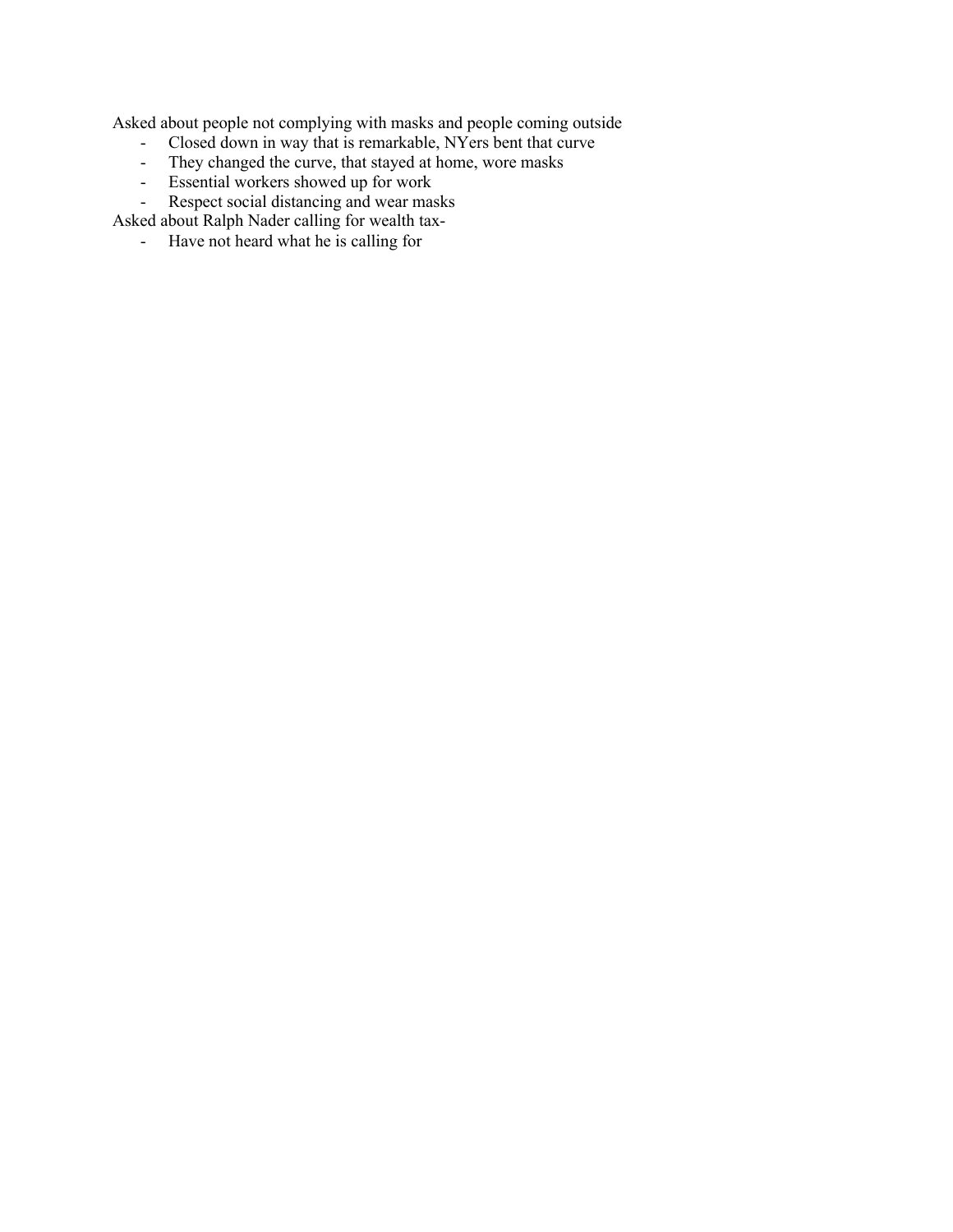Asked about people not complying with masks and people coming outside

- Closed down in way that is remarkable, NYers bent that curve
- They changed the curve, that stayed at home, wore masks
- Essential workers showed up for work
- Respect social distancing and wear masks

Asked about Ralph Nader calling for wealth tax-

- Have not heard what he is calling for